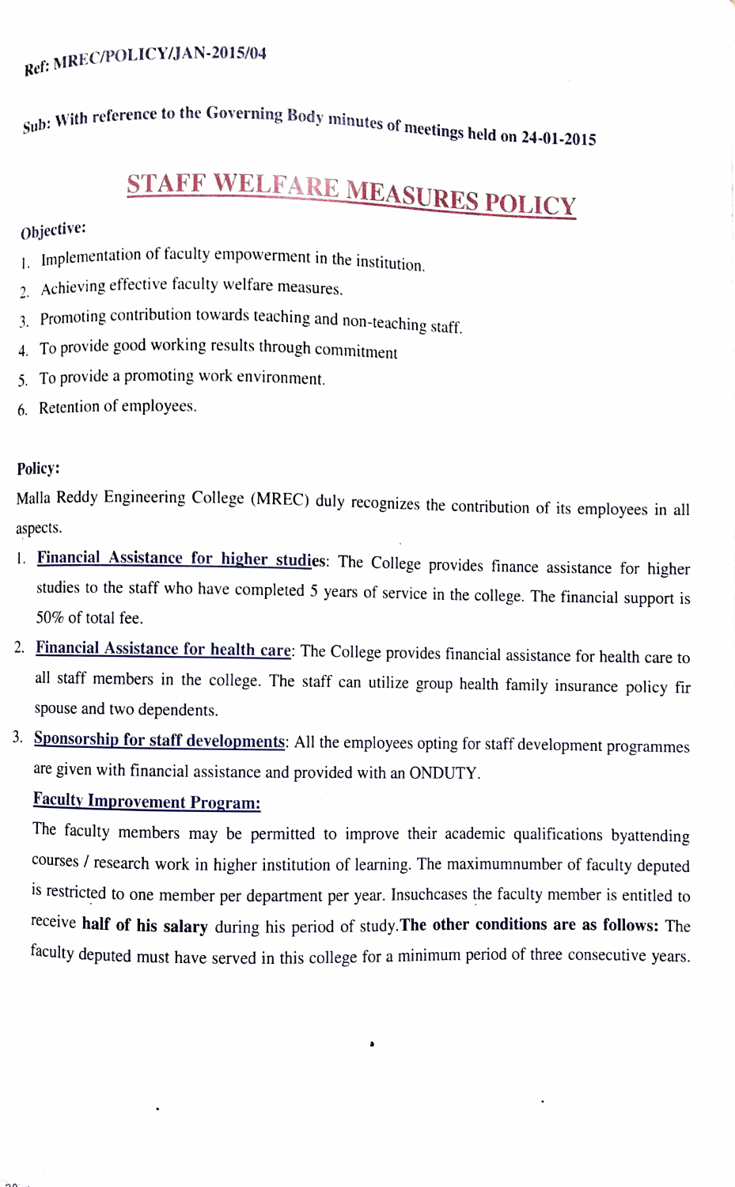Ref: MREC/POLICY/JAN-2015/04

Sub: With reference to the Governing Body minutes of meetings held on 24-01-2015

# STAFF WELFARE MEASURES POLICY

**Objective:**

1. Implementation of faculty empowerment in the institution.
2. Achieving effective faculty welfare measures.
3. Promoting contribution towards teaching and non-teaching staff.
4. To provide good working results through commitment
5. To provide a promoting work environment.
6. Retention of employees.

**Policy:**

Malla Reddy Engineering College (MREC) duly recognizes the contribution of its employees in all aspects.

1. **Financial Assistance for higher studies**: The College provides finance assistance for higher studies to the staff who have completed 5 years of service in the college. The financial support is 50% of total fee.
2. **Financial Assistance for health care**: The College provides financial assistance for health care to all staff members in the college. The staff can utilize group health family insurance policy fir spouse and two dependents.
3. **Sponsorship for staff developments**: All the employees opting for staff development programmes are given with financial assistance and provided with an ONDUTY.

   **Faculty Improvement Program:**

   The faculty members may be permitted to improve their academic qualifications byattending courses / research work in higher institution of learning. The maximumnumber of faculty deputed is restricted to one member per department per year. Insuchcases the faculty member is entitled to receive **half of his salary** during his period of study.**The other conditions are as follows:** The faculty deputed must have served in this college for a minimum period of three consecutive years.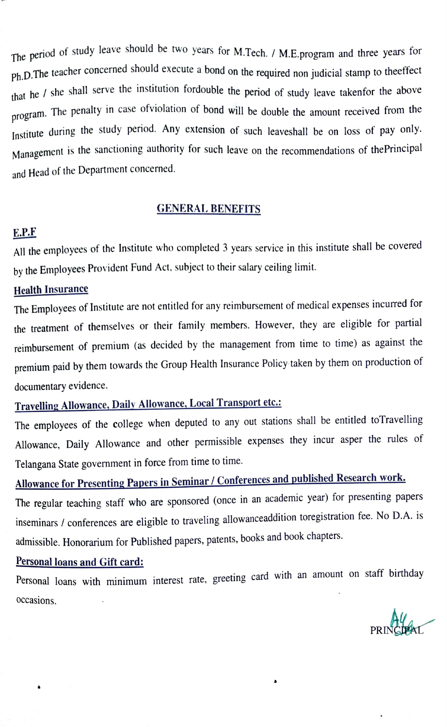The period of study leave should be two years for M.Tech. / M.E.program and three years for Ph.D.The teacher concerned should execute a bond on the required non judicial stamp to theeffect that he / she shall serve the institution fordouble the period of study leave takenfor the above program. The penalty in case ofviolation of bond will be double the amount received from the Institute during the study period. Any extension of such leaveshall be on loss of pay only. Management is the sanctioning authority for such leave on the recommendations of thePrincipal and Head of the Department concerned.

## GENERAL BENEFITS

### E.P.F

All the employees of the Institute who completed 3 years service in this institute shall be covered by the Employees Provident Fund Act, subject to their salary ceiling limit.

### Health Insurance

The Employees of Institute are not entitled for any reimbursement of medical expenses incurred for the treatment of themselves or their family members. However, they are eligible for partial reimbursement of premium (as decided by the management from time to time) as against the premium paid by them towards the Group Health Insurance Policy taken by them on production of documentary evidence.

### Travelling Allowance, Daily Allowance, Local Transport etc.:

The employees of the college when deputed to any out stations shall be entitled toTravelling Allowance, Daily Allowance and other permissible expenses they incur asper the rules of Telangana State government in force from time to time.

### Allowance for Presenting Papers in Seminar / Conferences and published Research work.

The regular teaching staff who are sponsored (once in an academic year) for presenting papers inseminars / conferences are eligible to traveling allowanceaddition toregistration fee. No D.A. is admissible. Honorarium for Published papers, patents, books and book chapters.

### Personal loans and Gift card:

Personal loans with minimum interest rate, greeting card with an amount on staff birthday occasions.

PRINCIPAL